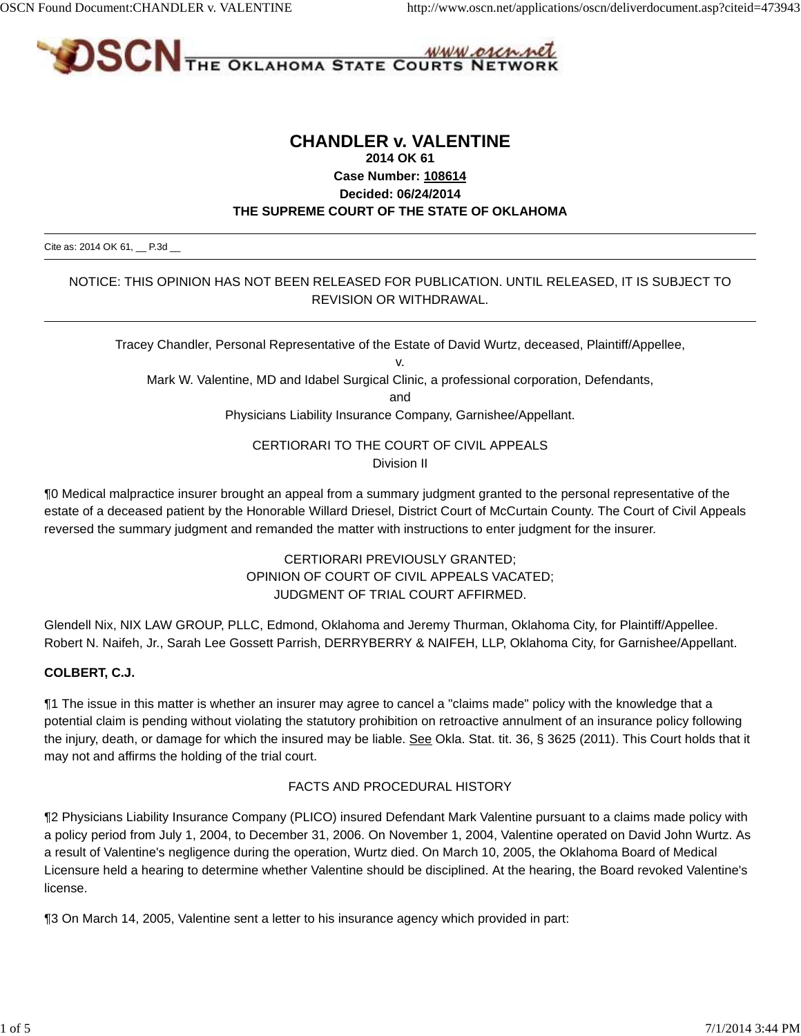# CHANDLER v. VALENTINE

**2014 OK 61**

**Case Number: 108614**

**Decided: 06/24/2014**

**THE SUPREME COURT OF THE STATE OF OKLAHOMA**

---

Cite as: 2014 OK 61, __ P.3d __

---

NOTICE: THIS OPINION HAS NOT BEEN RELEASED FOR PUBLICATION. UNTIL RELEASED, IT IS SUBJECT TO REVISION OR WITHDRAWAL.

---

Tracey Chandler, Personal Representative of the Estate of David Wurtz, deceased, Plaintiff/Appellee,

v.

Mark W. Valentine, MD and Idabel Surgical Clinic, a professional corporation, Defendants,

and

Physicians Liability Insurance Company, Garnishee/Appellant.

CERTIORARI TO THE COURT OF CIVIL APPEALS
Division II

¶0 Medical malpractice insurer brought an appeal from a summary judgment granted to the personal representative of the estate of a deceased patient by the Honorable Willard Driesel, District Court of McCurtain County. The Court of Civil Appeals reversed the summary judgment and remanded the matter with instructions to enter judgment for the insurer.

CERTIORARI PREVIOUSLY GRANTED;
OPINION OF COURT OF CIVIL APPEALS VACATED;
JUDGMENT OF TRIAL COURT AFFIRMED.

Glendell Nix, NIX LAW GROUP, PLLC, Edmond, Oklahoma and Jeremy Thurman, Oklahoma City, for Plaintiff/Appellee.
Robert N. Naifeh, Jr., Sarah Lee Gossett Parrish, DERRYBERRY & NAIFEH, LLP, Oklahoma City, for Garnishee/Appellant.

**COLBERT, C.J.**

¶1 The issue in this matter is whether an insurer may agree to cancel a "claims made" policy with the knowledge that a potential claim is pending without violating the statutory prohibition on retroactive annulment of an insurance policy following the injury, death, or damage for which the insured may be liable. See Okla. Stat. tit. 36, § 3625 (2011). This Court holds that it may not and affirms the holding of the trial court.

FACTS AND PROCEDURAL HISTORY

¶2 Physicians Liability Insurance Company (PLICO) insured Defendant Mark Valentine pursuant to a claims made policy with a policy period from July 1, 2004, to December 31, 2006. On November 1, 2004, Valentine operated on David John Wurtz. As a result of Valentine's negligence during the operation, Wurtz died. On March 10, 2005, the Oklahoma Board of Medical Licensure held a hearing to determine whether Valentine should be disciplined. At the hearing, the Board revoked Valentine's license.

¶3 On March 14, 2005, Valentine sent a letter to his insurance agency which provided in part: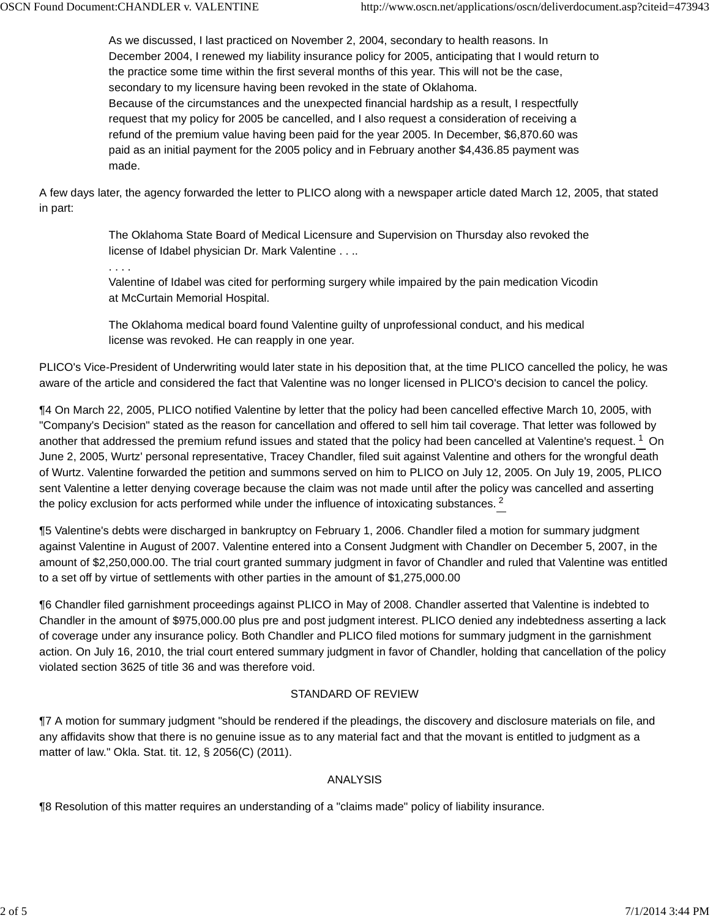> As we discussed, I last practiced on November 2, 2004, secondary to health reasons. In December 2004, I renewed my liability insurance policy for 2005, anticipating that I would return to the practice some time within the first several months of this year. This will not be the case, secondary to my licensure having been revoked in the state of Oklahoma.
> Because of the circumstances and the unexpected financial hardship as a result, I respectfully request that my policy for 2005 be cancelled, and I also request a consideration of receiving a refund of the premium value having been paid for the year 2005. In December, $6,870.60 was paid as an initial payment for the 2005 policy and in February another $4,436.85 payment was made.

A few days later, the agency forwarded the letter to PLICO along with a newspaper article dated March 12, 2005, that stated in part:

> The Oklahoma State Board of Medical Licensure and Supervision on Thursday also revoked the license of Idabel physician Dr. Mark Valentine . . ..
> . . . .
> Valentine of Idabel was cited for performing surgery while impaired by the pain medication Vicodin at McCurtain Memorial Hospital.
>
> The Oklahoma medical board found Valentine guilty of unprofessional conduct, and his medical license was revoked. He can reapply in one year.

PLICO's Vice-President of Underwriting would later state in his deposition that, at the time PLICO cancelled the policy, he was aware of the article and considered the fact that Valentine was no longer licensed in PLICO's decision to cancel the policy.

¶4 On March 22, 2005, PLICO notified Valentine by letter that the policy had been cancelled effective March 10, 2005, with "Company's Decision" stated as the reason for cancellation and offered to sell him tail coverage. That letter was followed by another that addressed the premium refund issues and stated that the policy had been cancelled at Valentine's request. [1] On June 2, 2005, Wurtz' personal representative, Tracey Chandler, filed suit against Valentine and others for the wrongful death of Wurtz. Valentine forwarded the petition and summons served on him to PLICO on July 12, 2005. On July 19, 2005, PLICO sent Valentine a letter denying coverage because the claim was not made until after the policy was cancelled and asserting the policy exclusion for acts performed while under the influence of intoxicating substances. [2]

¶5 Valentine's debts were discharged in bankruptcy on February 1, 2006. Chandler filed a motion for summary judgment against Valentine in August of 2007. Valentine entered into a Consent Judgment with Chandler on December 5, 2007, in the amount of $2,250,000.00. The trial court granted summary judgment in favor of Chandler and ruled that Valentine was entitled to a set off by virtue of settlements with other parties in the amount of $1,275,000.00

¶6 Chandler filed garnishment proceedings against PLICO in May of 2008. Chandler asserted that Valentine is indebted to Chandler in the amount of $975,000.00 plus pre and post judgment interest. PLICO denied any indebtedness asserting a lack of coverage under any insurance policy. Both Chandler and PLICO filed motions for summary judgment in the garnishment action. On July 16, 2010, the trial court entered summary judgment in favor of Chandler, holding that cancellation of the policy violated section 3625 of title 36 and was therefore void.

## STANDARD OF REVIEW

¶7 A motion for summary judgment "should be rendered if the pleadings, the discovery and disclosure materials on file, and any affidavits show that there is no genuine issue as to any material fact and that the movant is entitled to judgment as a matter of law." Okla. Stat. tit. 12, § 2056(C) (2011).

## ANALYSIS

¶8 Resolution of this matter requires an understanding of a "claims made" policy of liability insurance.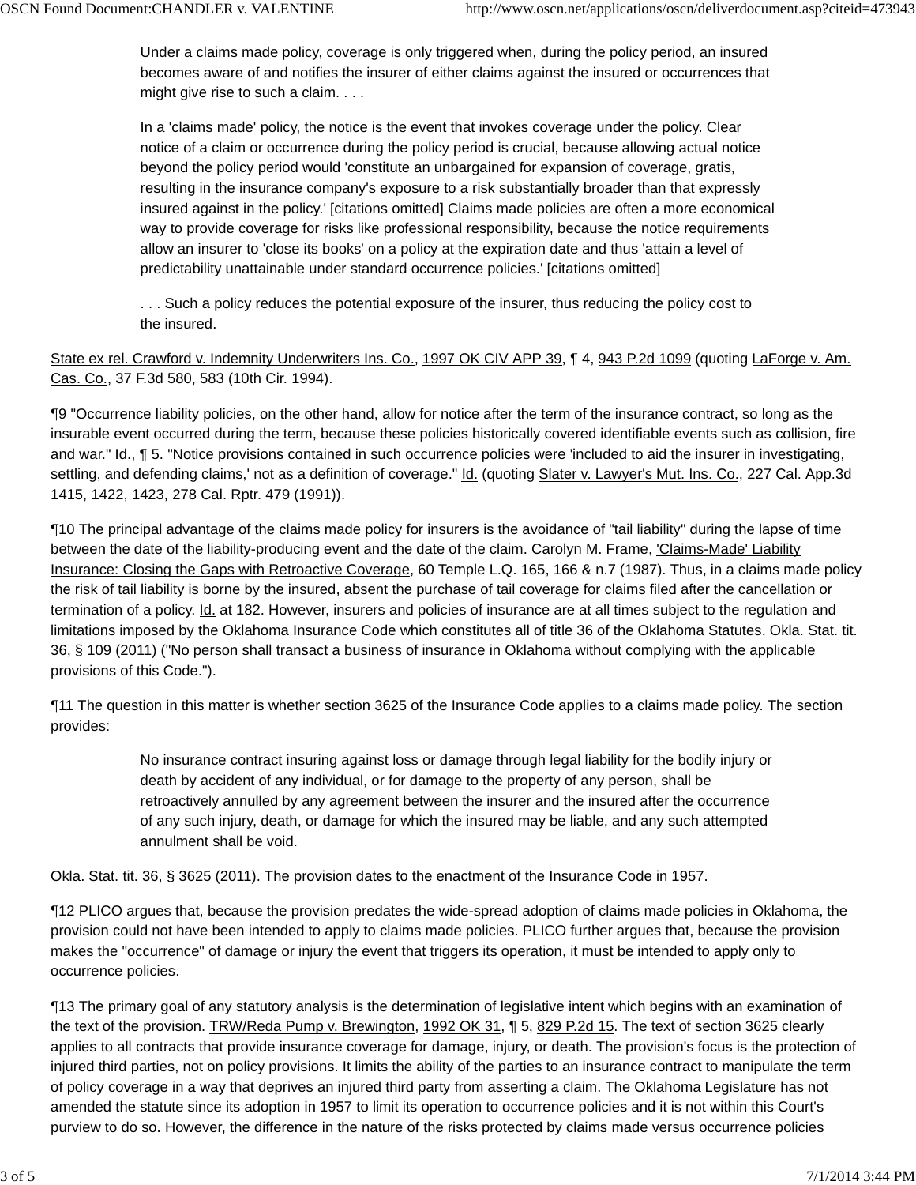> Under a claims made policy, coverage is only triggered when, during the policy period, an insured becomes aware of and notifies the insurer of either claims against the insured or occurrences that might give rise to such a claim. . . .
>
> In a 'claims made' policy, the notice is the event that invokes coverage under the policy. Clear notice of a claim or occurrence during the policy period is crucial, because allowing actual notice beyond the policy period would 'constitute an unbargained for expansion of coverage, gratis, resulting in the insurance company's exposure to a risk substantially broader than that expressly insured against in the policy.' [citations omitted] Claims made policies are often a more economical way to provide coverage for risks like professional responsibility, because the notice requirements allow an insurer to 'close its books' on a policy at the expiration date and thus 'attain a level of predictability unattainable under standard occurrence policies.' [citations omitted]
>
> . . . Such a policy reduces the potential exposure of the insurer, thus reducing the policy cost to the insured.

State ex rel. Crawford v. Indemnity Underwriters Ins. Co., 1997 OK CIV APP 39, ¶ 4, 943 P.2d 1099 (quoting LaForge v. Am. Cas. Co., 37 F.3d 580, 583 (10th Cir. 1994).

¶9 "Occurrence liability policies, on the other hand, allow for notice after the term of the insurance contract, so long as the insurable event occurred during the term, because these policies historically covered identifiable events such as collision, fire and war." Id., ¶ 5. "Notice provisions contained in such occurrence policies were 'included to aid the insurer in investigating, settling, and defending claims,' not as a definition of coverage." Id. (quoting Slater v. Lawyer's Mut. Ins. Co., 227 Cal. App.3d 1415, 1422, 1423, 278 Cal. Rptr. 479 (1991)).

¶10 The principal advantage of the claims made policy for insurers is the avoidance of "tail liability" during the lapse of time between the date of the liability-producing event and the date of the claim. Carolyn M. Frame, 'Claims-Made' Liability Insurance: Closing the Gaps with Retroactive Coverage, 60 Temple L.Q. 165, 166 & n.7 (1987). Thus, in a claims made policy the risk of tail liability is borne by the insured, absent the purchase of tail coverage for claims filed after the cancellation or termination of a policy. Id. at 182. However, insurers and policies of insurance are at all times subject to the regulation and limitations imposed by the Oklahoma Insurance Code which constitutes all of title 36 of the Oklahoma Statutes. Okla. Stat. tit. 36, § 109 (2011) ("No person shall transact a business of insurance in Oklahoma without complying with the applicable provisions of this Code.").

¶11 The question in this matter is whether section 3625 of the Insurance Code applies to a claims made policy. The section provides:

> No insurance contract insuring against loss or damage through legal liability for the bodily injury or death by accident of any individual, or for damage to the property of any person, shall be retroactively annulled by any agreement between the insurer and the insured after the occurrence of any such injury, death, or damage for which the insured may be liable, and any such attempted annulment shall be void.

Okla. Stat. tit. 36, § 3625 (2011). The provision dates to the enactment of the Insurance Code in 1957.

¶12 PLICO argues that, because the provision predates the wide-spread adoption of claims made policies in Oklahoma, the provision could not have been intended to apply to claims made policies. PLICO further argues that, because the provision makes the "occurrence" of damage or injury the event that triggers its operation, it must be intended to apply only to occurrence policies.

¶13 The primary goal of any statutory analysis is the determination of legislative intent which begins with an examination of the text of the provision. TRW/Reda Pump v. Brewington, 1992 OK 31, ¶ 5, 829 P.2d 15. The text of section 3625 clearly applies to all contracts that provide insurance coverage for damage, injury, or death. The provision's focus is the protection of injured third parties, not on policy provisions. It limits the ability of the parties to an insurance contract to manipulate the term of policy coverage in a way that deprives an injured third party from asserting a claim. The Oklahoma Legislature has not amended the statute since its adoption in 1957 to limit its operation to occurrence policies and it is not within this Court's purview to do so. However, the difference in the nature of the risks protected by claims made versus occurrence policies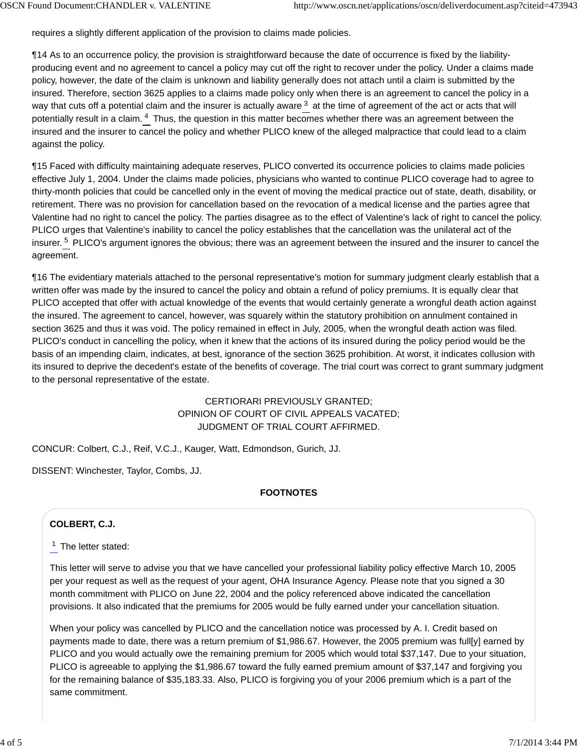requires a slightly different application of the provision to claims made policies.

¶14 As to an occurrence policy, the provision is straightforward because the date of occurrence is fixed by the liability-producing event and no agreement to cancel a policy may cut off the right to recover under the policy. Under a claims made policy, however, the date of the claim is unknown and liability generally does not attach until a claim is submitted by the insured. Therefore, section 3625 applies to a claims made policy only when there is an agreement to cancel the policy in a way that cuts off a potential claim and the insurer is actually aware[3] at the time of agreement of the act or acts that will potentially result in a claim.[4] Thus, the question in this matter becomes whether there was an agreement between the insured and the insurer to cancel the policy and whether PLICO knew of the alleged malpractice that could lead to a claim against the policy.

¶15 Faced with difficulty maintaining adequate reserves, PLICO converted its occurrence policies to claims made policies effective July 1, 2004. Under the claims made policies, physicians who wanted to continue PLICO coverage had to agree to thirty-month policies that could be cancelled only in the event of moving the medical practice out of state, death, disability, or retirement. There was no provision for cancellation based on the revocation of a medical license and the parties agree that Valentine had no right to cancel the policy. The parties disagree as to the effect of Valentine's lack of right to cancel the policy. PLICO urges that Valentine's inability to cancel the policy establishes that the cancellation was the unilateral act of the insurer.[5] PLICO's argument ignores the obvious; there was an agreement between the insured and the insurer to cancel the agreement.

¶16 The evidentiary materials attached to the personal representative's motion for summary judgment clearly establish that a written offer was made by the insured to cancel the policy and obtain a refund of policy premiums. It is equally clear that PLICO accepted that offer with actual knowledge of the events that would certainly generate a wrongful death action against the insured. The agreement to cancel, however, was squarely within the statutory prohibition on annulment contained in section 3625 and thus it was void. The policy remained in effect in July, 2005, when the wrongful death action was filed. PLICO's conduct in cancelling the policy, when it knew that the actions of its insured during the policy period would be the basis of an impending claim, indicates, at best, ignorance of the section 3625 prohibition. At worst, it indicates collusion with its insured to deprive the decedent's estate of the benefits of coverage. The trial court was correct to grant summary judgment to the personal representative of the estate.

CERTIORARI PREVIOUSLY GRANTED;
OPINION OF COURT OF CIVIL APPEALS VACATED;
JUDGMENT OF TRIAL COURT AFFIRMED.

CONCUR: Colbert, C.J., Reif, V.C.J., Kauger, Watt, Edmondson, Gurich, JJ.

DISSENT: Winchester, Taylor, Combs, JJ.

**FOOTNOTES**

**COLBERT, C.J.**

[1] The letter stated:

This letter will serve to advise you that we have cancelled your professional liability policy effective March 10, 2005 per your request as well as the request of your agent, OHA Insurance Agency. Please note that you signed a 30 month commitment with PLICO on June 22, 2004 and the policy referenced above indicated the cancellation provisions. It also indicated that the premiums for 2005 would be fully earned under your cancellation situation.

When your policy was cancelled by PLICO and the cancellation notice was processed by A. I. Credit based on payments made to date, there was a return premium of $1,986.67. However, the 2005 premium was full[y] earned by PLICO and you would actually owe the remaining premium for 2005 which would total $37,147. Due to your situation, PLICO is agreeable to applying the $1,986.67 toward the fully earned premium amount of $37,147 and forgiving you for the remaining balance of $35,183.33. Also, PLICO is forgiving you of your 2006 premium which is a part of the same commitment.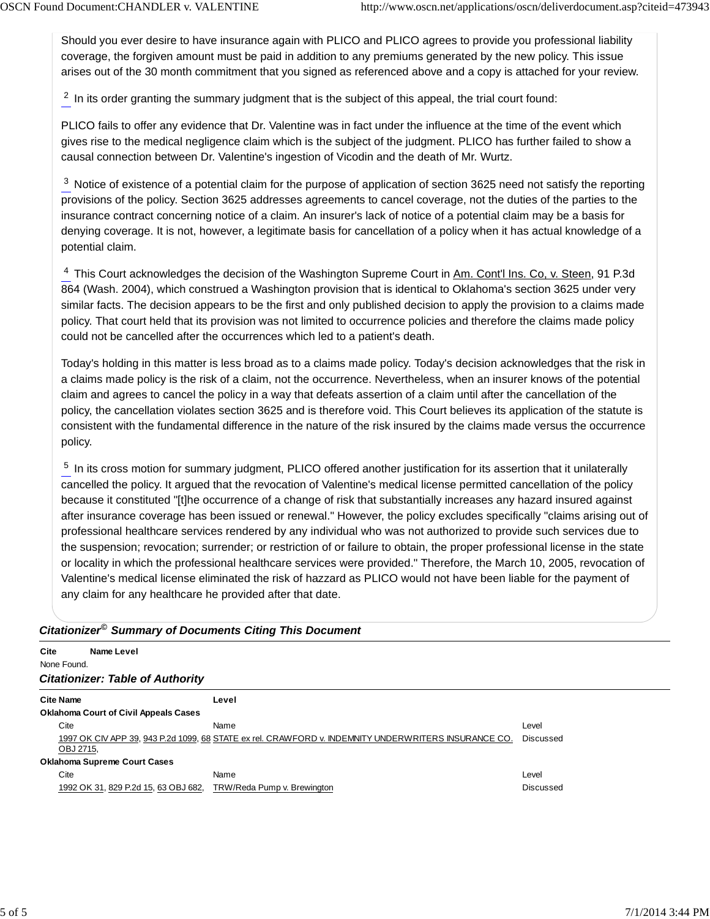Should you ever desire to have insurance again with PLICO and PLICO agrees to provide you professional liability coverage, the forgiven amount must be paid in addition to any premiums generated by the new policy. This issue arises out of the 30 month commitment that you signed as referenced above and a copy is attached for your review.

[2] In its order granting the summary judgment that is the subject of this appeal, the trial court found:

PLICO fails to offer any evidence that Dr. Valentine was in fact under the influence at the time of the event which gives rise to the medical negligence claim which is the subject of the judgment. PLICO has further failed to show a causal connection between Dr. Valentine's ingestion of Vicodin and the death of Mr. Wurtz.

[3] Notice of existence of a potential claim for the purpose of application of section 3625 need not satisfy the reporting provisions of the policy. Section 3625 addresses agreements to cancel coverage, not the duties of the parties to the insurance contract concerning notice of a claim. An insurer's lack of notice of a potential claim may be a basis for denying coverage. It is not, however, a legitimate basis for cancellation of a policy when it has actual knowledge of a potential claim.

[4] This Court acknowledges the decision of the Washington Supreme Court in Am. Cont'l Ins. Co, v. Steen, 91 P.3d 864 (Wash. 2004), which construed a Washington provision that is identical to Oklahoma's section 3625 under very similar facts. The decision appears to be the first and only published decision to apply the provision to a claims made policy. That court held that its provision was not limited to occurrence policies and therefore the claims made policy could not be cancelled after the occurrences which led to a patient's death.

Today's holding in this matter is less broad as to a claims made policy. Today's decision acknowledges that the risk in a claims made policy is the risk of a claim, not the occurrence. Nevertheless, when an insurer knows of the potential claim and agrees to cancel the policy in a way that defeats assertion of a claim until after the cancellation of the policy, the cancellation violates section 3625 and is therefore void. This Court believes its application of the statute is consistent with the fundamental difference in the nature of the risk insured by the claims made versus the occurrence policy.

[5] In its cross motion for summary judgment, PLICO offered another justification for its assertion that it unilaterally cancelled the policy. It argued that the revocation of Valentine's medical license permitted cancellation of the policy because it constituted "[t]he occurrence of a change of risk that substantially increases any hazard insured against after insurance coverage has been issued or renewal." However, the policy excludes specifically "claims arising out of professional healthcare services rendered by any individual who was not authorized to provide such services due to the suspension; revocation; surrender; or restriction of or failure to obtain, the proper professional license in the state or locality in which the professional healthcare services were provided." Therefore, the March 10, 2005, revocation of Valentine's medical license eliminated the risk of hazzard as PLICO would not have been liable for the payment of any claim for any healthcare he provided after that date.

### *Citationizer© Summary of Documents Citing This Document*

| Cite | Name | Level |
|---|---|---|
| None Found. | | |

### *Citationizer: Table of Authority*

| Cite Name | Level | |
|---|---|---|
| **Oklahoma Court of Civil Appeals Cases** | | |
| Cite | Name | Level |
| 1997 OK CIV APP 39, 943 P.2d 1099, 68 OBJ 2715, | STATE ex rel. CRAWFORD v. INDEMNITY UNDERWRITERS INSURANCE CO. | Discussed |
| **Oklahoma Supreme Court Cases** | | |
| Cite | Name | Level |
| 1992 OK 31, 829 P.2d 15, 63 OBJ 682, | TRW/Reda Pump v. Brewington | Discussed |